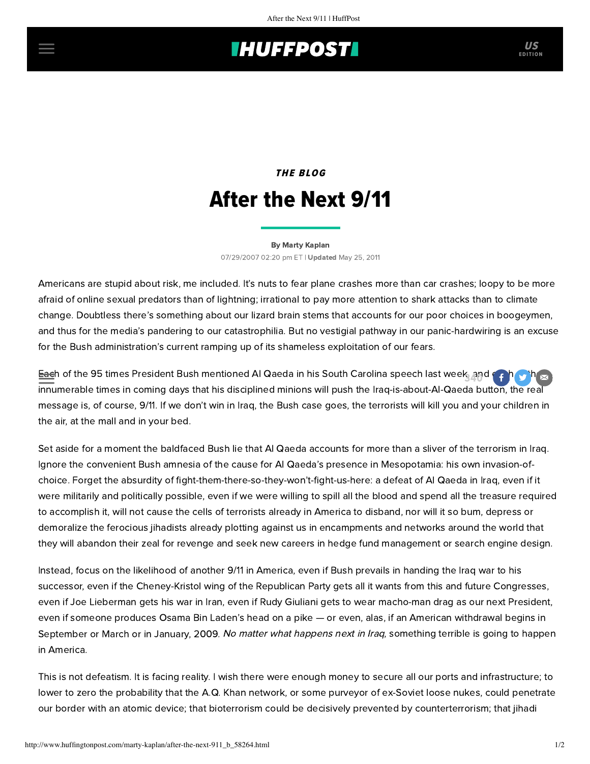THE BLOG

# After the Next 9/11

By Marty Kaplan

07/29/2007 02:20 pm ET | **Updated** May 25, 2011

Americans are stupid about risk, me included. It's nuts to fear plane crashes more than car crashes; loopy to be more afraid of online sexual predators than of lightning; irrational to pay more attention to shark attacks than to climate change. Doubtless there's something about our lizard brain stems that accounts for our poor choices in boogeymen, and thus for the media's pandering to our catastrophilia. But no vestigial pathway in our panic-hardwiring is an excuse for the Bush administration's current ramping up of its shameless exploitation of our fears.

Each of the 95 times President Bush mentioned Al Qaeda in his South Carolina speech last week, and each of the innumerable times in coming days that his disciplined minions will push the Iraq-is-about-Al-Qaeda button, the real message is, of course, 9/11. If we don't win in Iraq, the Bush case goes, the terrorists will kill you and your children in the air, at the mall and in your bed.

Set aside for a moment the baldfaced Bush lie that Al Qaeda accounts for more than a sliver of the terrorism in Iraq. Ignore the convenient Bush amnesia of the cause for Al Qaeda's presence in Mesopotamia: his own invasion-of-choice. Forget the absurdity of fight-them-there-so-they-won't-fight-us-here: a defeat of Al Qaeda in Iraq, even if it were militarily and politically possible, even if we were willing to spill all the blood and spend all the treasure required to accomplish it, will not cause the cells of terrorists already in America to disband, nor will it so bum, depress or demoralize the ferocious jihadists already plotting against us in encampments and networks around the world that they will abandon their zeal for revenge and seek new careers in hedge fund management or search engine design.

Instead, focus on the likelihood of another 9/11 in America, even if Bush prevails in handing the Iraq war to his successor, even if the Cheney-Kristol wing of the Republican Party gets all it wants from this and future Congresses, even if Joe Lieberman gets his war in Iran, even if Rudy Giuliani gets to wear macho-man drag as our next President, even if someone produces Osama Bin Laden's head on a pike — or even, alas, if an American withdrawal begins in September or March or in January, 2009. *No matter what happens next in Iraq*, something terrible is going to happen in America.

This is not defeatism. It is facing reality. I wish there were enough money to secure all our ports and infrastructure; to lower to zero the probability that the A.Q. Khan network, or some purveyor of ex-Soviet loose nukes, could penetrate our border with an atomic device; that bioterrorism could be decisively prevented by counterterrorism; that jihadi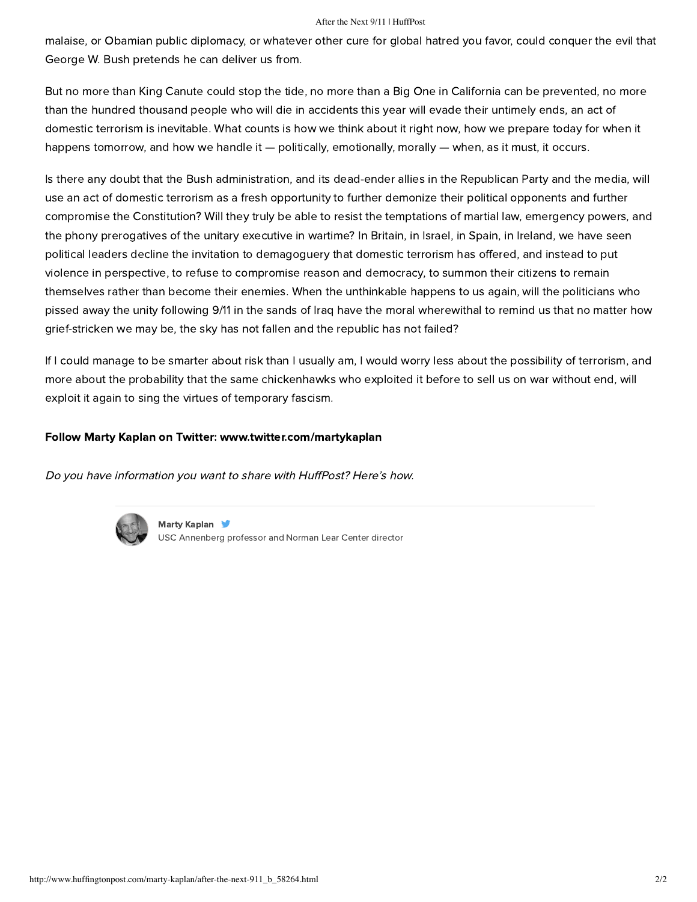malaise, or Obamian public diplomacy, or whatever other cure for global hatred you favor, could conquer the evil that George W. Bush pretends he can deliver us from.

But no more than King Canute could stop the tide, no more than a Big One in California can be prevented, no more than the hundred thousand people who will die in accidents this year will evade their untimely ends, an act of domestic terrorism is inevitable. What counts is how we think about it right now, how we prepare today for when it happens tomorrow, and how we handle it — politically, emotionally, morally — when, as it must, it occurs.

Is there any doubt that the Bush administration, and its dead-ender allies in the Republican Party and the media, will use an act of domestic terrorism as a fresh opportunity to further demonize their political opponents and further compromise the Constitution? Will they truly be able to resist the temptations of martial law, emergency powers, and the phony prerogatives of the unitary executive in wartime? In Britain, in Israel, in Spain, in Ireland, we have seen political leaders decline the invitation to demagoguery that domestic terrorism has offered, and instead to put violence in perspective, to refuse to compromise reason and democracy, to summon their citizens to remain themselves rather than become their enemies. When the unthinkable happens to us again, will the politicians who pissed away the unity following 9/11 in the sands of Iraq have the moral wherewithal to remind us that no matter how grief-stricken we may be, the sky has not fallen and the republic has not failed?

If I could manage to be smarter about risk than I usually am, I would worry less about the possibility of terrorism, and more about the probability that the same chickenhawks who exploited it before to sell us on war without end, will exploit it again to sing the virtues of temporary fascism.

**Follow Marty Kaplan on Twitter: www.twitter.com/martykaplan**

*Do you have information you want to share with HuffPost? Here's how.*

**Marty Kaplan**
USC Annenberg professor and Norman Lear Center director